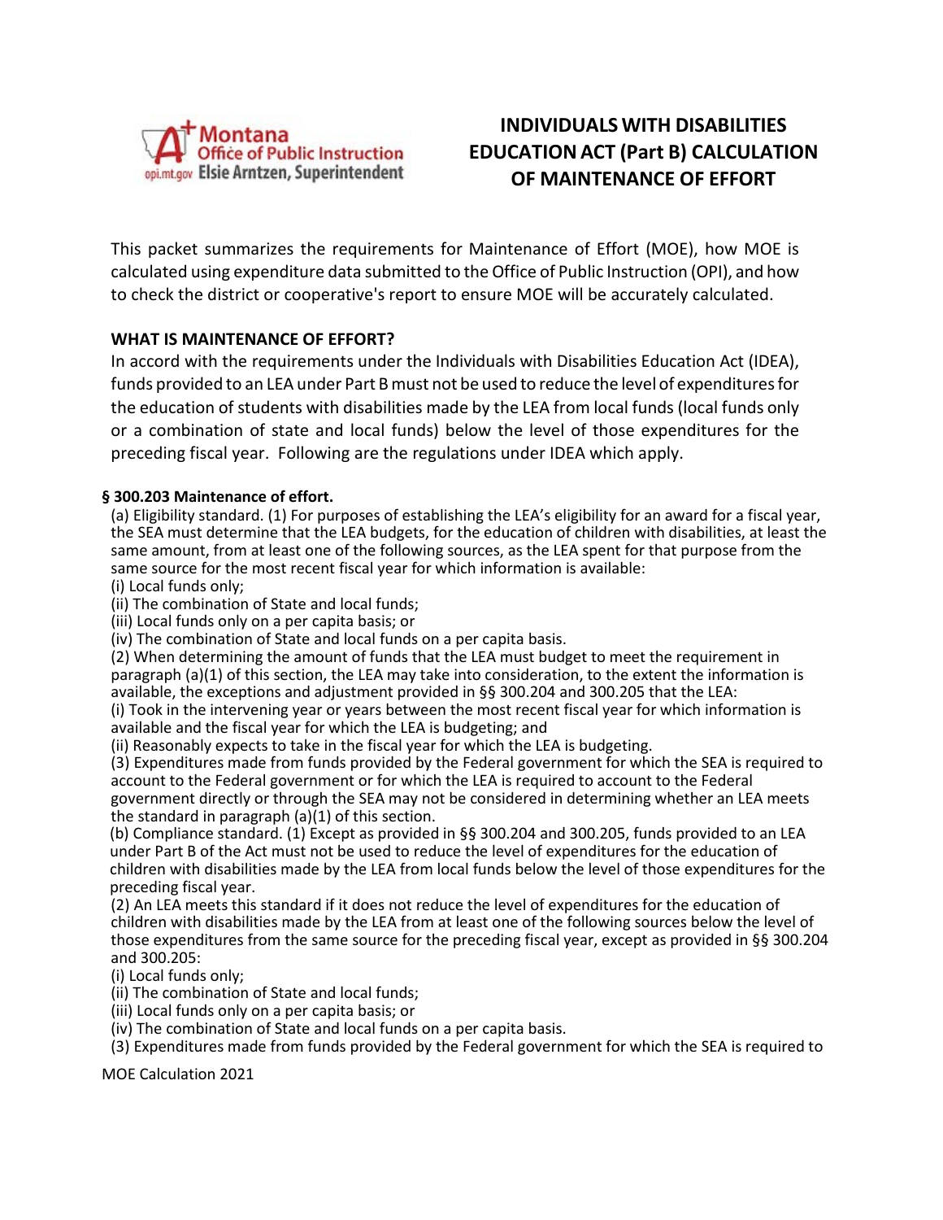Montana Office of Public Instruction
opi.mt.gov Elsie Arntzen, Superintendent

# INDIVIDUALS WITH DISABILITIES EDUCATION ACT (Part B) CALCULATION OF MAINTENANCE OF EFFORT

This packet summarizes the requirements for Maintenance of Effort (MOE), how MOE is calculated using expenditure data submitted to the Office of Public Instruction (OPI), and how to check the district or cooperative's report to ensure MOE will be accurately calculated.

## WHAT IS MAINTENANCE OF EFFORT?

In accord with the requirements under the Individuals with Disabilities Education Act (IDEA), funds provided to an LEA under Part B must not be used to reduce the level of expenditures for the education of students with disabilities made by the LEA from local funds (local funds only or a combination of state and local funds) below the level of those expenditures for the preceding fiscal year. Following are the regulations under IDEA which apply.

**§ 300.203 Maintenance of effort.**

(a) Eligibility standard. (1) For purposes of establishing the LEA's eligibility for an award for a fiscal year, the SEA must determine that the LEA budgets, for the education of children with disabilities, at least the same amount, from at least one of the following sources, as the LEA spent for that purpose from the same source for the most recent fiscal year for which information is available:

(i) Local funds only;

(ii) The combination of State and local funds;

(iii) Local funds only on a per capita basis; or

(iv) The combination of State and local funds on a per capita basis.

(2) When determining the amount of funds that the LEA must budget to meet the requirement in paragraph (a)(1) of this section, the LEA may take into consideration, to the extent the information is available, the exceptions and adjustment provided in §§ 300.204 and 300.205 that the LEA:

(i) Took in the intervening year or years between the most recent fiscal year for which information is available and the fiscal year for which the LEA is budgeting; and

(ii) Reasonably expects to take in the fiscal year for which the LEA is budgeting.

(3) Expenditures made from funds provided by the Federal government for which the SEA is required to account to the Federal government or for which the LEA is required to account to the Federal government directly or through the SEA may not be considered in determining whether an LEA meets the standard in paragraph (a)(1) of this section.

(b) Compliance standard. (1) Except as provided in §§ 300.204 and 300.205, funds provided to an LEA under Part B of the Act must not be used to reduce the level of expenditures for the education of children with disabilities made by the LEA from local funds below the level of those expenditures for the preceding fiscal year.

(2) An LEA meets this standard if it does not reduce the level of expenditures for the education of children with disabilities made by the LEA from at least one of the following sources below the level of those expenditures from the same source for the preceding fiscal year, except as provided in §§ 300.204 and 300.205:

(i) Local funds only;

(ii) The combination of State and local funds;

(iii) Local funds only on a per capita basis; or

(iv) The combination of State and local funds on a per capita basis.

(3) Expenditures made from funds provided by the Federal government for which the SEA is required to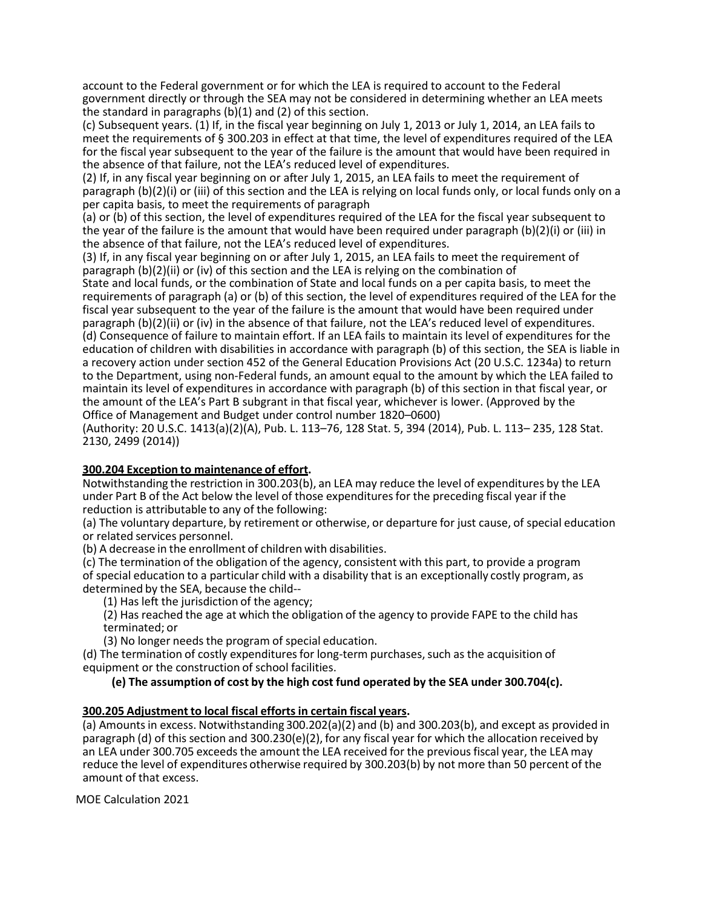account to the Federal government or for which the LEA is required to account to the Federal government directly or through the SEA may not be considered in determining whether an LEA meets the standard in paragraphs (b)(1) and (2) of this section.

(c) Subsequent years. (1) If, in the fiscal year beginning on July 1, 2013 or July 1, 2014, an LEA fails to meet the requirements of § 300.203 in effect at that time, the level of expenditures required of the LEA for the fiscal year subsequent to the year of the failure is the amount that would have been required in the absence of that failure, not the LEA's reduced level of expenditures.

(2) If, in any fiscal year beginning on or after July 1, 2015, an LEA fails to meet the requirement of paragraph (b)(2)(i) or (iii) of this section and the LEA is relying on local funds only, or local funds only on a per capita basis, to meet the requirements of paragraph (a) or (b) of this section, the level of expenditures required of the LEA for the fiscal year subsequent to the year of the failure is the amount that would have been required under paragraph (b)(2)(i) or (iii) in the absence of that failure, not the LEA's reduced level of expenditures.

(3) If, in any fiscal year beginning on or after July 1, 2015, an LEA fails to meet the requirement of paragraph (b)(2)(ii) or (iv) of this section and the LEA is relying on the combination of State and local funds, or the combination of State and local funds on a per capita basis, to meet the requirements of paragraph (a) or (b) of this section, the level of expenditures required of the LEA for the fiscal year subsequent to the year of the failure is the amount that would have been required under paragraph (b)(2)(ii) or (iv) in the absence of that failure, not the LEA's reduced level of expenditures.

(d) Consequence of failure to maintain effort. If an LEA fails to maintain its level of expenditures for the education of children with disabilities in accordance with paragraph (b) of this section, the SEA is liable in a recovery action under section 452 of the General Education Provisions Act (20 U.S.C. 1234a) to return to the Department, using non-Federal funds, an amount equal to the amount by which the LEA failed to maintain its level of expenditures in accordance with paragraph (b) of this section in that fiscal year, or the amount of the LEA's Part B subgrant in that fiscal year, whichever is lower. (Approved by the Office of Management and Budget under control number 1820–0600)

(Authority: 20 U.S.C. 1413(a)(2)(A), Pub. L. 113–76, 128 Stat. 5, 394 (2014), Pub. L. 113– 235, 128 Stat. 2130, 2499 (2014))

**300.204 Exception to maintenance of effort.**

Notwithstanding the restriction in 300.203(b), an LEA may reduce the level of expenditures by the LEA under Part B of the Act below the level of those expenditures for the preceding fiscal year if the reduction is attributable to any of the following:

(a) The voluntary departure, by retirement or otherwise, or departure for just cause, of special education or related services personnel.

(b) A decrease in the enrollment of children with disabilities.

(c) The termination of the obligation of the agency, consistent with this part, to provide a program of special education to a particular child with a disability that is an exceptionally costly program, as determined by the SEA, because the child--

- (1) Has left the jurisdiction of the agency;
- (2) Has reached the age at which the obligation of the agency to provide FAPE to the child has terminated; or
- (3) No longer needs the program of special education.

(d) The termination of costly expenditures for long-term purchases, such as the acquisition of equipment or the construction of school facilities.

**(e) The assumption of cost by the high cost fund operated by the SEA under 300.704(c).**

**300.205 Adjustment to local fiscal efforts in certain fiscal years.**

(a) Amounts in excess. Notwithstanding 300.202(a)(2) and (b) and 300.203(b), and except as provided in paragraph (d) of this section and 300.230(e)(2), for any fiscal year for which the allocation received by an LEA under 300.705 exceeds the amount the LEA received for the previous fiscal year, the LEA may reduce the level of expenditures otherwise required by 300.203(b) by not more than 50 percent of the amount of that excess.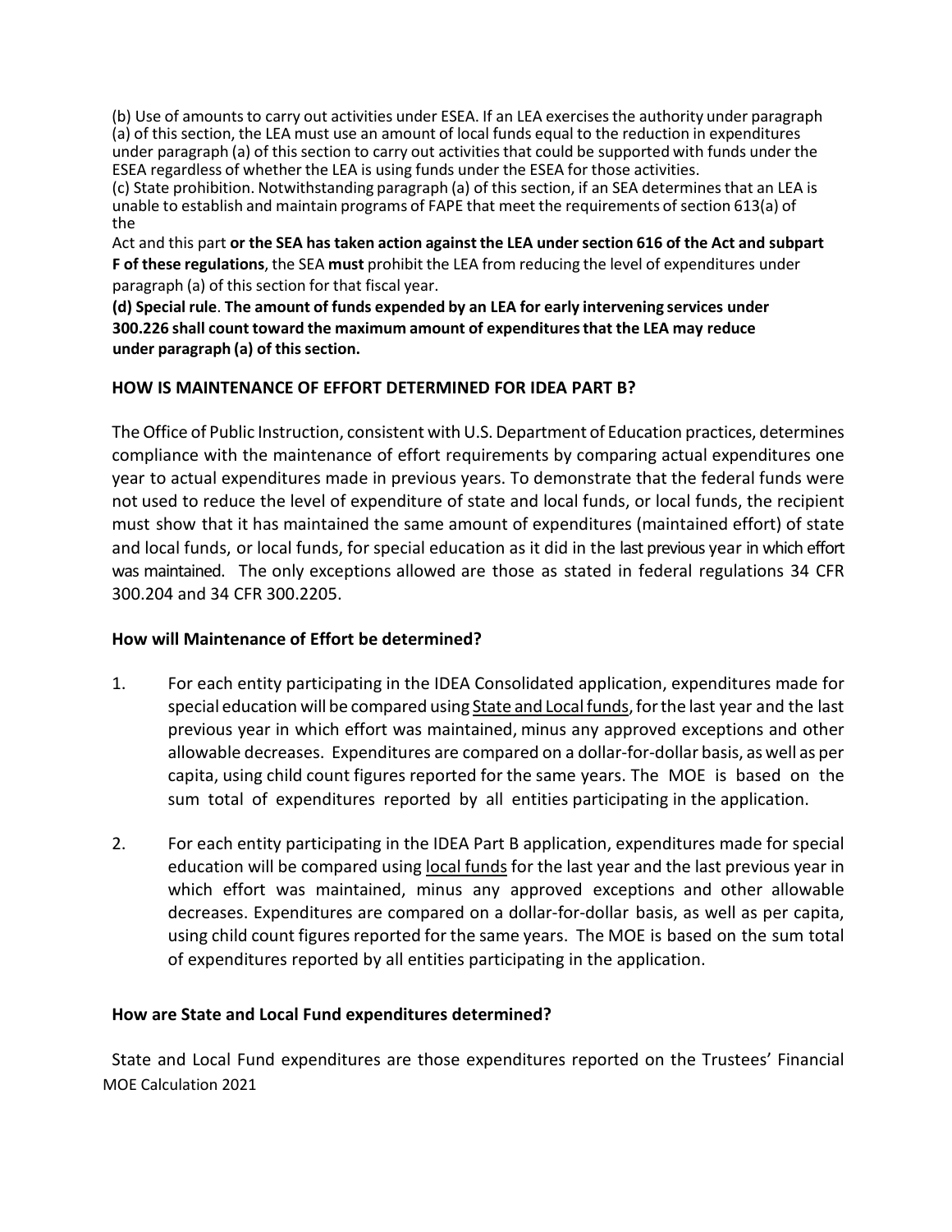(b) Use of amounts to carry out activities under ESEA. If an LEA exercises the authority under paragraph (a) of this section, the LEA must use an amount of local funds equal to the reduction in expenditures under paragraph (a) of this section to carry out activities that could be supported with funds under the ESEA regardless of whether the LEA is using funds under the ESEA for those activities.

(c) State prohibition. Notwithstanding paragraph (a) of this section, if an SEA determines that an LEA is unable to establish and maintain programs of FAPE that meet the requirements of section 613(a) of the Act and this part **or the SEA has taken action against the LEA under section 616 of the Act and subpart F of these regulations**, the SEA **must** prohibit the LEA from reducing the level of expenditures under paragraph (a) of this section for that fiscal year.

**(d) Special rule**. **The amount of funds expended by an LEA for early intervening services under 300.226 shall count toward the maximum amount of expenditures that the LEA may reduce under paragraph (a) of this section.**

## HOW IS MAINTENANCE OF EFFORT DETERMINED FOR IDEA PART B?

The Office of Public Instruction, consistent with U.S. Department of Education practices, determines compliance with the maintenance of effort requirements by comparing actual expenditures one year to actual expenditures made in previous years. To demonstrate that the federal funds were not used to reduce the level of expenditure of state and local funds, or local funds, the recipient must show that it has maintained the same amount of expenditures (maintained effort) of state and local funds, or local funds, for special education as it did in the last previous year in which effort was maintained. The only exceptions allowed are those as stated in federal regulations 34 CFR 300.204 and 34 CFR 300.2205.

### How will Maintenance of Effort be determined?

1. For each entity participating in the IDEA Consolidated application, expenditures made for special education will be compared using State and Local funds, for the last year and the last previous year in which effort was maintained, minus any approved exceptions and other allowable decreases. Expenditures are compared on a dollar-for-dollar basis, as well as per capita, using child count figures reported for the same years. The MOE is based on the sum total of expenditures reported by all entities participating in the application.

2. For each entity participating in the IDEA Part B application, expenditures made for special education will be compared using local funds for the last year and the last previous year in which effort was maintained, minus any approved exceptions and other allowable decreases. Expenditures are compared on a dollar-for-dollar basis, as well as per capita, using child count figures reported for the same years. The MOE is based on the sum total of expenditures reported by all entities participating in the application.

### How are State and Local Fund expenditures determined?

State and Local Fund expenditures are those expenditures reported on the Trustees' Financial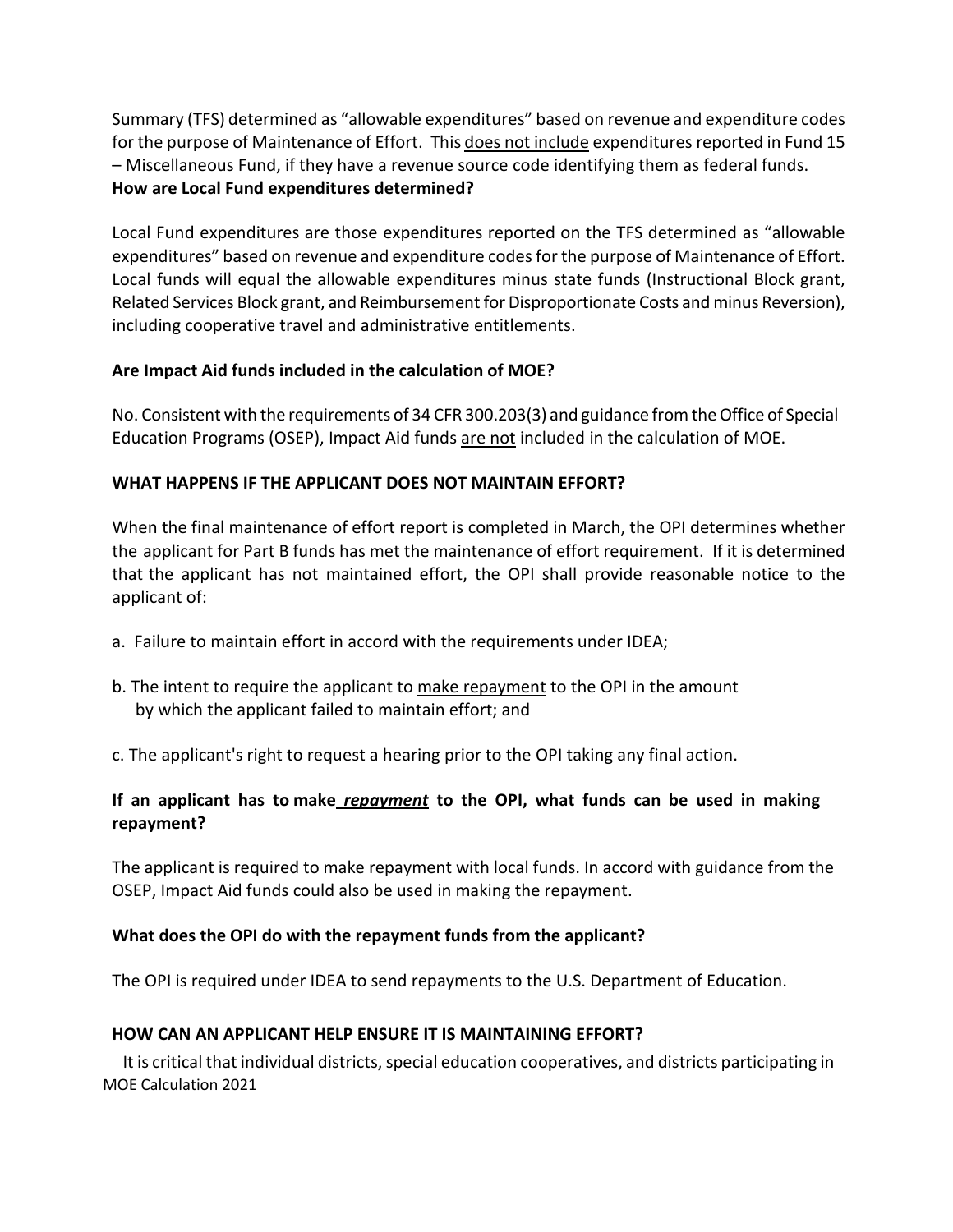Summary (TFS) determined as "allowable expenditures" based on revenue and expenditure codes for the purpose of Maintenance of Effort. This does not include expenditures reported in Fund 15 – Miscellaneous Fund, if they have a revenue source code identifying them as federal funds.

**How are Local Fund expenditures determined?**

Local Fund expenditures are those expenditures reported on the TFS determined as "allowable expenditures" based on revenue and expenditure codes for the purpose of Maintenance of Effort. Local funds will equal the allowable expenditures minus state funds (Instructional Block grant, Related Services Block grant, and Reimbursement for Disproportionate Costs and minus Reversion), including cooperative travel and administrative entitlements.

**Are Impact Aid funds included in the calculation of MOE?**

No. Consistent with the requirements of 34 CFR 300.203(3) and guidance from the Office of Special Education Programs (OSEP), Impact Aid funds are not included in the calculation of MOE.

**WHAT HAPPENS IF THE APPLICANT DOES NOT MAINTAIN EFFORT?**

When the final maintenance of effort report is completed in March, the OPI determines whether the applicant for Part B funds has met the maintenance of effort requirement. If it is determined that the applicant has not maintained effort, the OPI shall provide reasonable notice to the applicant of:

a. Failure to maintain effort in accord with the requirements under IDEA;

b. The intent to require the applicant to make repayment to the OPI in the amount by which the applicant failed to maintain effort; and

c. The applicant's right to request a hearing prior to the OPI taking any final action.

**If an applicant has to make *repayment* to the OPI, what funds can be used in making repayment?**

The applicant is required to make repayment with local funds. In accord with guidance from the OSEP, Impact Aid funds could also be used in making the repayment.

**What does the OPI do with the repayment funds from the applicant?**

The OPI is required under IDEA to send repayments to the U.S. Department of Education.

**HOW CAN AN APPLICANT HELP ENSURE IT IS MAINTAINING EFFORT?**

It is critical that individual districts, special education cooperatives, and districts participating in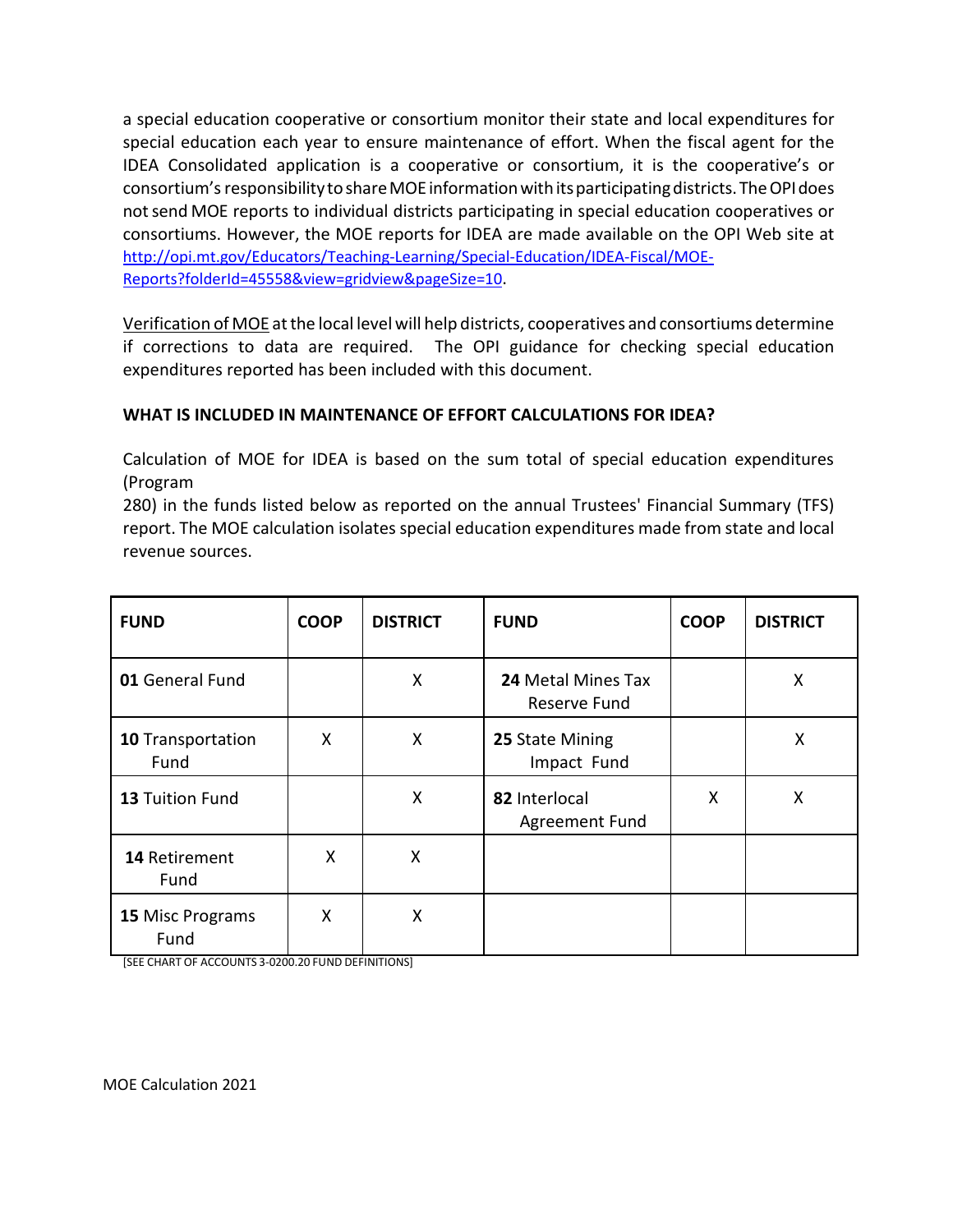a special education cooperative or consortium monitor their state and local expenditures for special education each year to ensure maintenance of effort. When the fiscal agent for the IDEA Consolidated application is a cooperative or consortium, it is the cooperative's or consortium's responsibility to share MOE information with its participating districts. The OPI does not send MOE reports to individual districts participating in special education cooperatives or consortiums. However, the MOE reports for IDEA are made available on the OPI Web site at [http://opi.mt.gov/Educators/Teaching-Learning/Special-Education/IDEA-Fiscal/MOE-Reports?folderId=45558&view=gridview&pageSize=10](http://opi.mt.gov/Educators/Teaching-Learning/Special-Education/IDEA-Fiscal/MOE-Reports?folderId=45558&view=gridview&pageSize=10).

Verification of MOE at the local level will help districts, cooperatives and consortiums determine if corrections to data are required. The OPI guidance for checking special education expenditures reported has been included with this document.

**WHAT IS INCLUDED IN MAINTENANCE OF EFFORT CALCULATIONS FOR IDEA?**

Calculation of MOE for IDEA is based on the sum total of special education expenditures (Program 280) in the funds listed below as reported on the annual Trustees' Financial Summary (TFS) report. The MOE calculation isolates special education expenditures made from state and local revenue sources.

| FUND | COOP | DISTRICT | FUND | COOP | DISTRICT |
|---|---|---|---|---|---|
| **01** General Fund | | X | **24** Metal Mines Tax Reserve Fund | | X |
| **10** Transportation Fund | X | X | **25** State Mining Impact Fund | | X |
| **13** Tuition Fund | | X | **82** Interlocal Agreement Fund | X | X |
| **14** Retirement Fund | X | X | | | |
| **15** Misc Programs Fund | X | X | | | |

[SEE CHART OF ACCOUNTS 3-0200.20 FUND DEFINITIONS]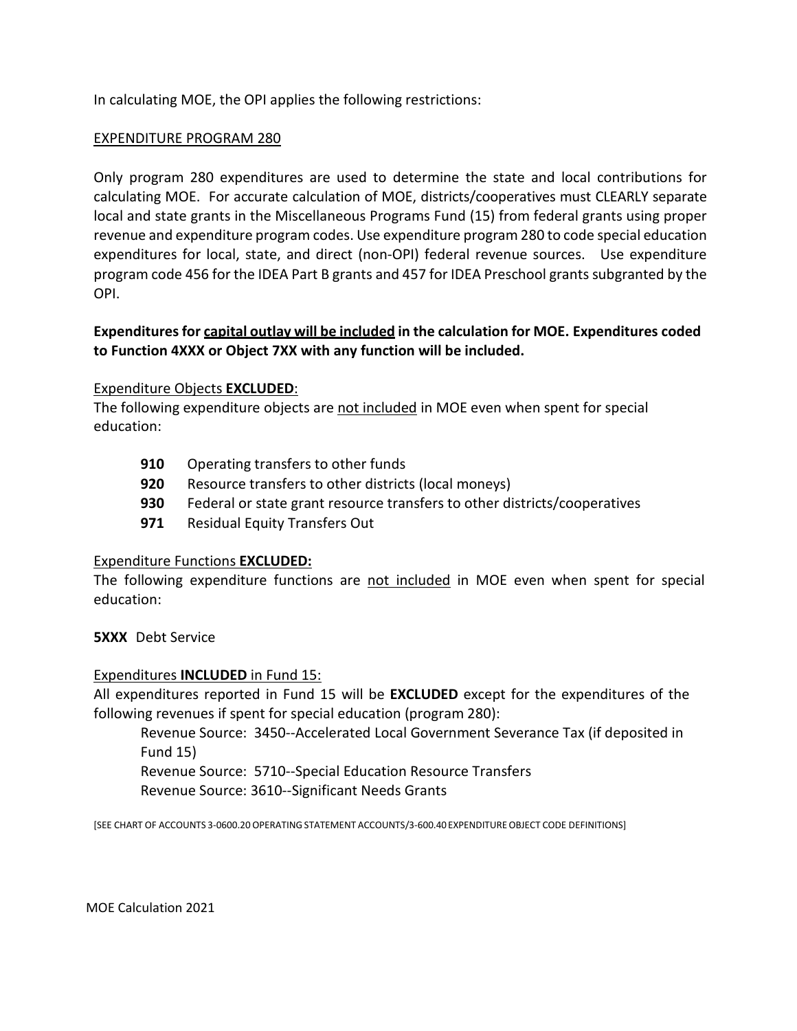In calculating MOE, the OPI applies the following restrictions:

EXPENDITURE PROGRAM 280

Only program 280 expenditures are used to determine the state and local contributions for calculating MOE. For accurate calculation of MOE, districts/cooperatives must CLEARLY separate local and state grants in the Miscellaneous Programs Fund (15) from federal grants using proper revenue and expenditure program codes. Use expenditure program 280 to code special education expenditures for local, state, and direct (non-OPI) federal revenue sources. Use expenditure program code 456 for the IDEA Part B grants and 457 for IDEA Preschool grants subgranted by the OPI.

**Expenditures for capital outlay will be included in the calculation for MOE. Expenditures coded to Function 4XXX or Object 7XX with any function will be included.**

Expenditure Objects **EXCLUDED**:

The following expenditure objects are not included in MOE even when spent for special education:

- **910** Operating transfers to other funds
- **920** Resource transfers to other districts (local moneys)
- **930** Federal or state grant resource transfers to other districts/cooperatives
- **971** Residual Equity Transfers Out

Expenditure Functions **EXCLUDED:**

The following expenditure functions are not included in MOE even when spent for special education:

**5XXX** Debt Service

Expenditures **INCLUDED** in Fund 15:

All expenditures reported in Fund 15 will be **EXCLUDED** except for the expenditures of the following revenues if spent for special education (program 280):

Revenue Source: 3450--Accelerated Local Government Severance Tax (if deposited in Fund 15)
Revenue Source: 5710--Special Education Resource Transfers
Revenue Source: 3610--Significant Needs Grants

[SEE CHART OF ACCOUNTS 3-0600.20 OPERATING STATEMENT ACCOUNTS/3-600.40 EXPENDITURE OBJECT CODE DEFINITIONS]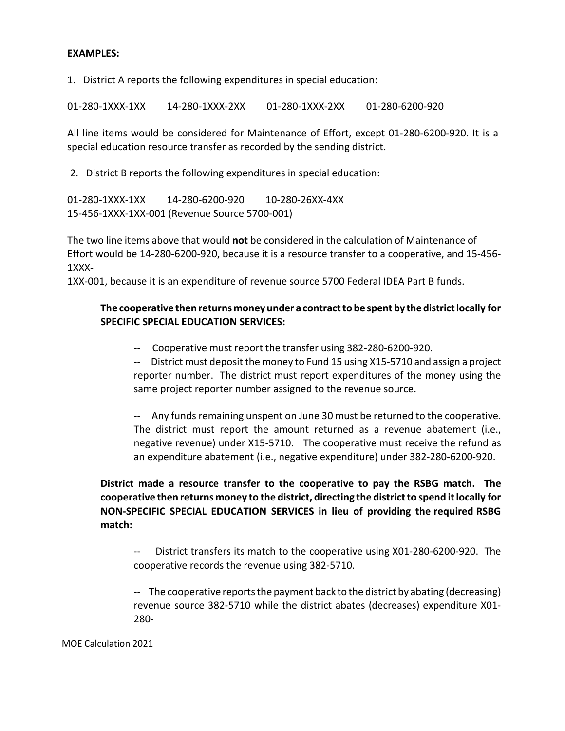**EXAMPLES:**

1. District A reports the following expenditures in special education:

01-280-1XXX-1XX     14-280-1XXX-2XX     01-280-1XXX-2XX     01-280-6200-920

All line items would be considered for Maintenance of Effort, except 01-280-6200-920. It is a special education resource transfer as recorded by the sending district.

2. District B reports the following expenditures in special education:

01-280-1XXX-1XX     14-280-6200-920     10-280-26XX-4XX
15-456-1XXX-1XX-001 (Revenue Source 5700-001)

The two line items above that would **not** be considered in the calculation of Maintenance of Effort would be 14-280-6200-920, because it is a resource transfer to a cooperative, and 15-456-1XXX-1XX-001, because it is an expenditure of revenue source 5700 Federal IDEA Part B funds.

**The cooperative then returns money under a contract to be spent by the district locally for SPECIFIC SPECIAL EDUCATION SERVICES:**

-- Cooperative must report the transfer using 382-280-6200-920.

-- District must deposit the money to Fund 15 using X15-5710 and assign a project reporter number. The district must report expenditures of the money using the same project reporter number assigned to the revenue source.

-- Any funds remaining unspent on June 30 must be returned to the cooperative. The district must report the amount returned as a revenue abatement (i.e., negative revenue) under X15-5710. The cooperative must receive the refund as an expenditure abatement (i.e., negative expenditure) under 382-280-6200-920.

**District made a resource transfer to the cooperative to pay the RSBG match. The cooperative then returns money to the district, directing the district to spend it locally for NON-SPECIFIC SPECIAL EDUCATION SERVICES in lieu of providing the required RSBG match:**

-- District transfers its match to the cooperative using X01-280-6200-920. The cooperative records the revenue using 382-5710.

-- The cooperative reports the payment back to the district by abating (decreasing) revenue source 382-5710 while the district abates (decreases) expenditure X01-280-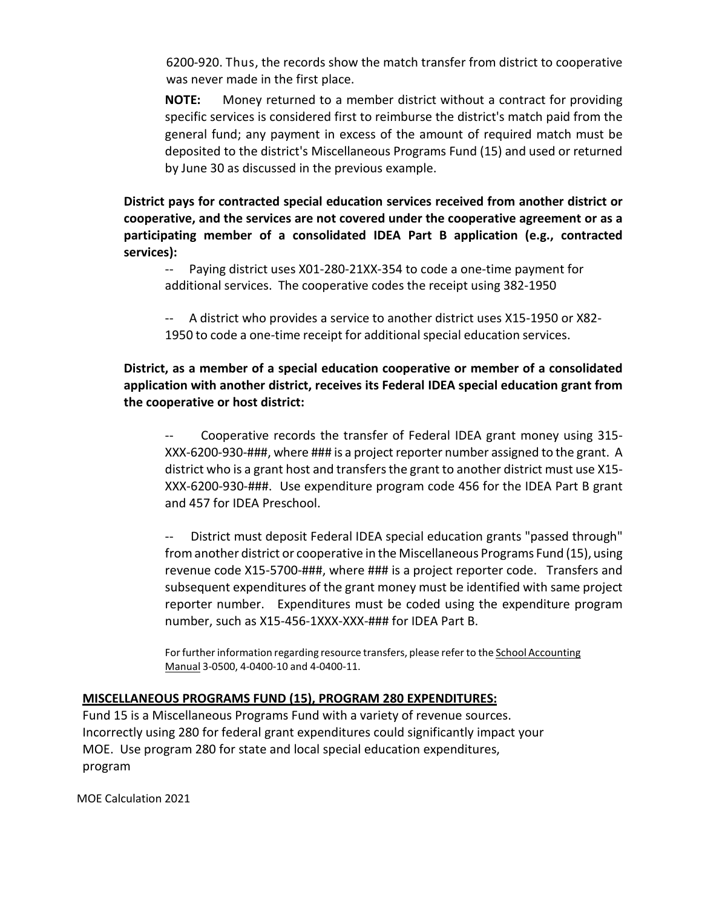6200-920. Thus, the records show the match transfer from district to cooperative was never made in the first place.

**NOTE:** Money returned to a member district without a contract for providing specific services is considered first to reimburse the district's match paid from the general fund; any payment in excess of the amount of required match must be deposited to the district's Miscellaneous Programs Fund (15) and used or returned by June 30 as discussed in the previous example.

**District pays for contracted special education services received from another district or cooperative, and the services are not covered under the cooperative agreement or as a participating member of a consolidated IDEA Part B application (e.g., contracted services):**

-- Paying district uses X01-280-21XX-354 to code a one-time payment for additional services. The cooperative codes the receipt using 382-1950

-- A district who provides a service to another district uses X15-1950 or X82-1950 to code a one-time receipt for additional special education services.

**District, as a member of a special education cooperative or member of a consolidated application with another district, receives its Federal IDEA special education grant from the cooperative or host district:**

-- Cooperative records the transfer of Federal IDEA grant money using 315-XXX-6200-930-###, where ### is a project reporter number assigned to the grant. A district who is a grant host and transfers the grant to another district must use X15-XXX-6200-930-###. Use expenditure program code 456 for the IDEA Part B grant and 457 for IDEA Preschool.

-- District must deposit Federal IDEA special education grants "passed through" from another district or cooperative in the Miscellaneous Programs Fund (15), using revenue code X15-5700-###, where ### is a project reporter code. Transfers and subsequent expenditures of the grant money must be identified with same project reporter number. Expenditures must be coded using the expenditure program number, such as X15-456-1XXX-XXX-### for IDEA Part B.

For further information regarding resource transfers, please refer to the School Accounting Manual 3-0500, 4-0400-10 and 4-0400-11.

## MISCELLANEOUS PROGRAMS FUND (15), PROGRAM 280 EXPENDITURES:

Fund 15 is a Miscellaneous Programs Fund with a variety of revenue sources. Incorrectly using 280 for federal grant expenditures could significantly impact your MOE. Use program 280 for state and local special education expenditures, program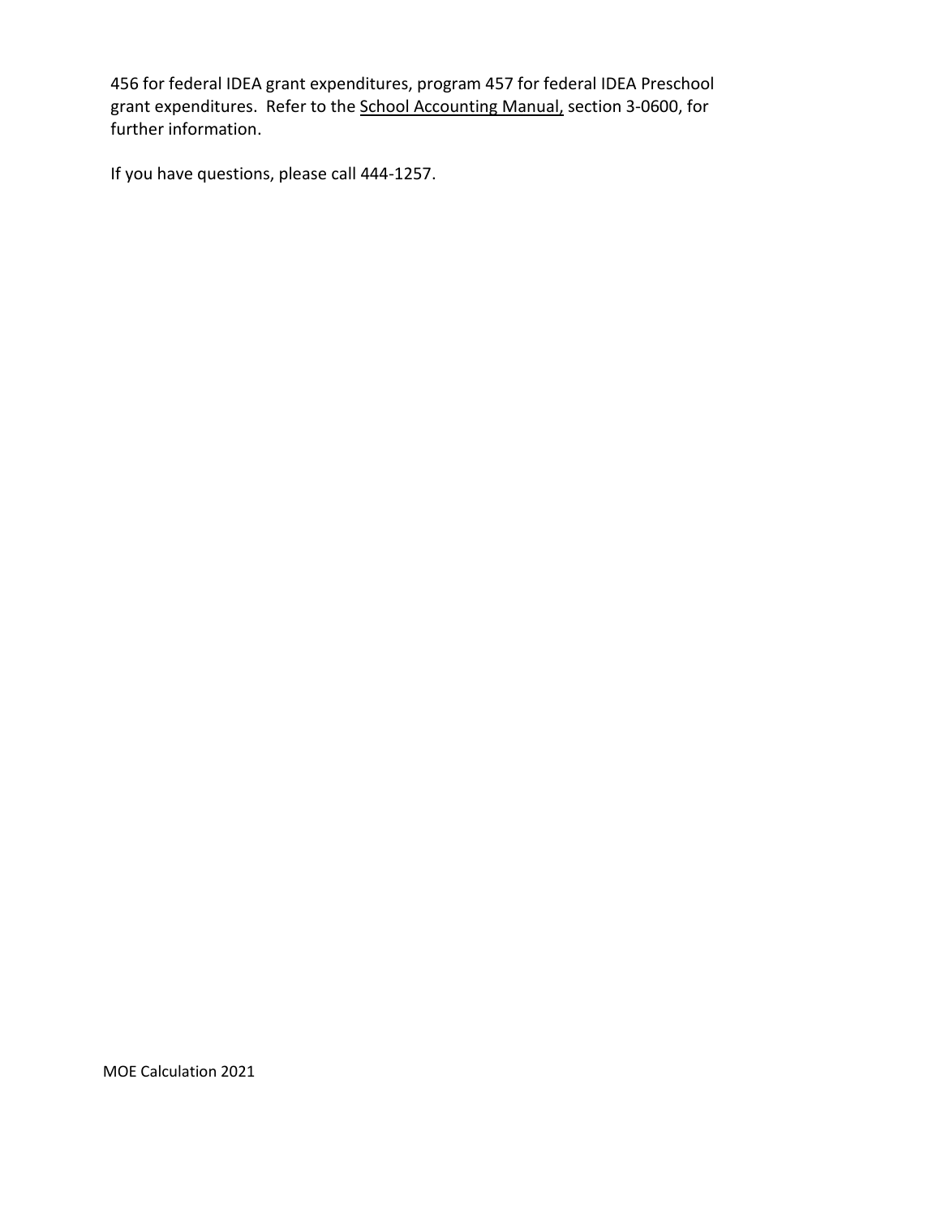456 for federal IDEA grant expenditures, program 457 for federal IDEA Preschool grant expenditures. Refer to the School Accounting Manual, section 3-0600, for further information.

If you have questions, please call 444-1257.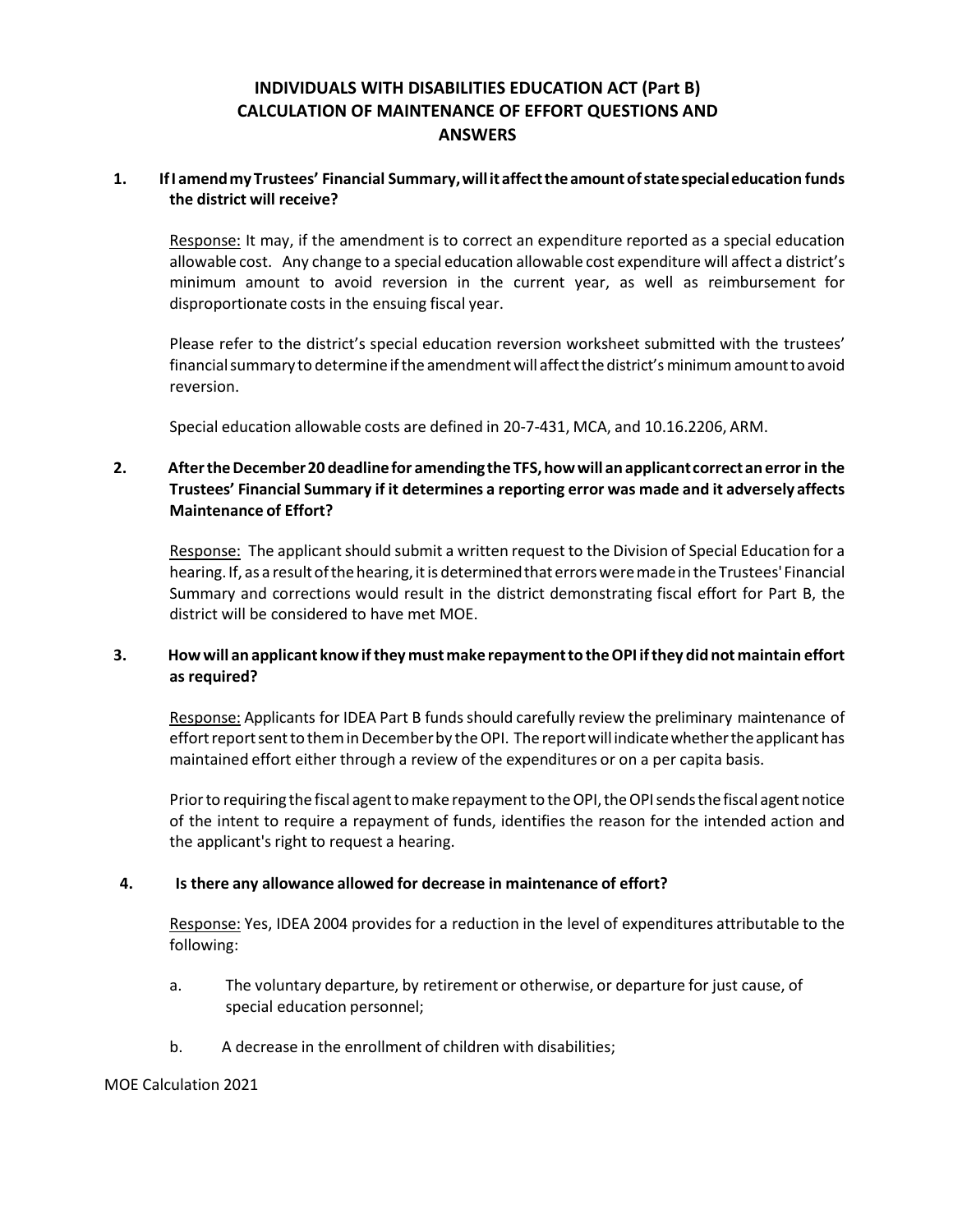# INDIVIDUALS WITH DISABILITIES EDUCATION ACT (Part B) CALCULATION OF MAINTENANCE OF EFFORT QUESTIONS AND ANSWERS

**1. If I amend my Trustees' Financial Summary, will it affect the amount of state special education funds the district will receive?**

Response: It may, if the amendment is to correct an expenditure reported as a special education allowable cost. Any change to a special education allowable cost expenditure will affect a district's minimum amount to avoid reversion in the current year, as well as reimbursement for disproportionate costs in the ensuing fiscal year.

Please refer to the district's special education reversion worksheet submitted with the trustees' financial summary to determine if the amendment will affect the district's minimum amount to avoid reversion.

Special education allowable costs are defined in 20-7-431, MCA, and 10.16.2206, ARM.

**2. After the December 20 deadline for amending the TFS, how will an applicant correct an error in the Trustees' Financial Summary if it determines a reporting error was made and it adversely affects Maintenance of Effort?**

Response: The applicant should submit a written request to the Division of Special Education for a hearing. If, as a result of the hearing, it is determined that errors were made in the Trustees' Financial Summary and corrections would result in the district demonstrating fiscal effort for Part B, the district will be considered to have met MOE.

**3. How will an applicant know if they must make repayment to the OPI if they did not maintain effort as required?**

Response: Applicants for IDEA Part B funds should carefully review the preliminary maintenance of effort report sent to them in December by the OPI. The report will indicate whether the applicant has maintained effort either through a review of the expenditures or on a per capita basis.

Prior to requiring the fiscal agent to make repayment to the OPI, the OPI sends the fiscal agent notice of the intent to require a repayment of funds, identifies the reason for the intended action and the applicant's right to request a hearing.

**4. Is there any allowance allowed for decrease in maintenance of effort?**

Response: Yes, IDEA 2004 provides for a reduction in the level of expenditures attributable to the following:

a. The voluntary departure, by retirement or otherwise, or departure for just cause, of special education personnel;

b. A decrease in the enrollment of children with disabilities;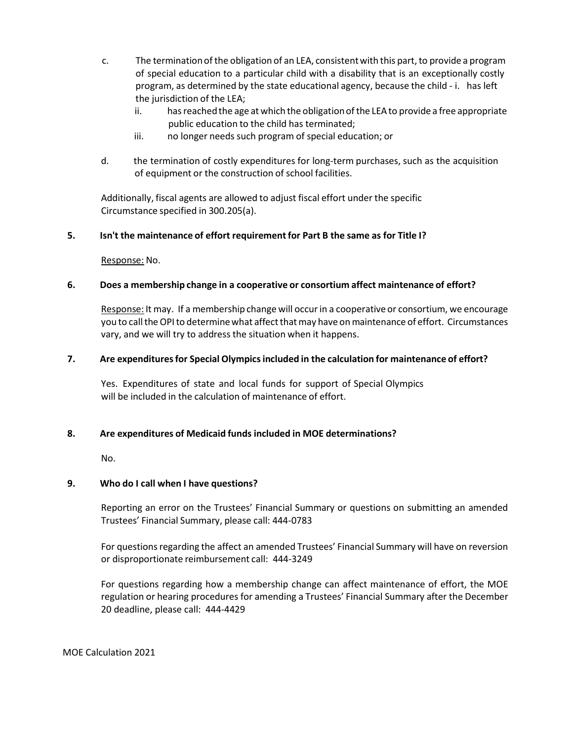c. The termination of the obligation of an LEA, consistent with this part, to provide a program of special education to a particular child with a disability that is an exceptionally costly program, as determined by the state educational agency, because the child - i. has left the jurisdiction of the LEA;
   ii. has reached the age at which the obligation of the LEA to provide a free appropriate public education to the child has terminated;
   iii. no longer needs such program of special education; or

d. the termination of costly expenditures for long-term purchases, such as the acquisition of equipment or the construction of school facilities.

Additionally, fiscal agents are allowed to adjust fiscal effort under the specific Circumstance specified in 300.205(a).

**5. Isn't the maintenance of effort requirement for Part B the same as for Title I?**

Response: No.

**6. Does a membership change in a cooperative or consortium affect maintenance of effort?**

Response: It may. If a membership change will occur in a cooperative or consortium, we encourage you to call the OPI to determine what affect that may have on maintenance of effort. Circumstances vary, and we will try to address the situation when it happens.

**7. Are expenditures for Special Olympics included in the calculation for maintenance of effort?**

Yes. Expenditures of state and local funds for support of Special Olympics will be included in the calculation of maintenance of effort.

**8. Are expenditures of Medicaid funds included in MOE determinations?**

No.

**9. Who do I call when I have questions?**

Reporting an error on the Trustees' Financial Summary or questions on submitting an amended Trustees' Financial Summary, please call: 444-0783

For questions regarding the affect an amended Trustees' Financial Summary will have on reversion or disproportionate reimbursement call: 444-3249

For questions regarding how a membership change can affect maintenance of effort, the MOE regulation or hearing procedures for amending a Trustees' Financial Summary after the December 20 deadline, please call: 444-4429